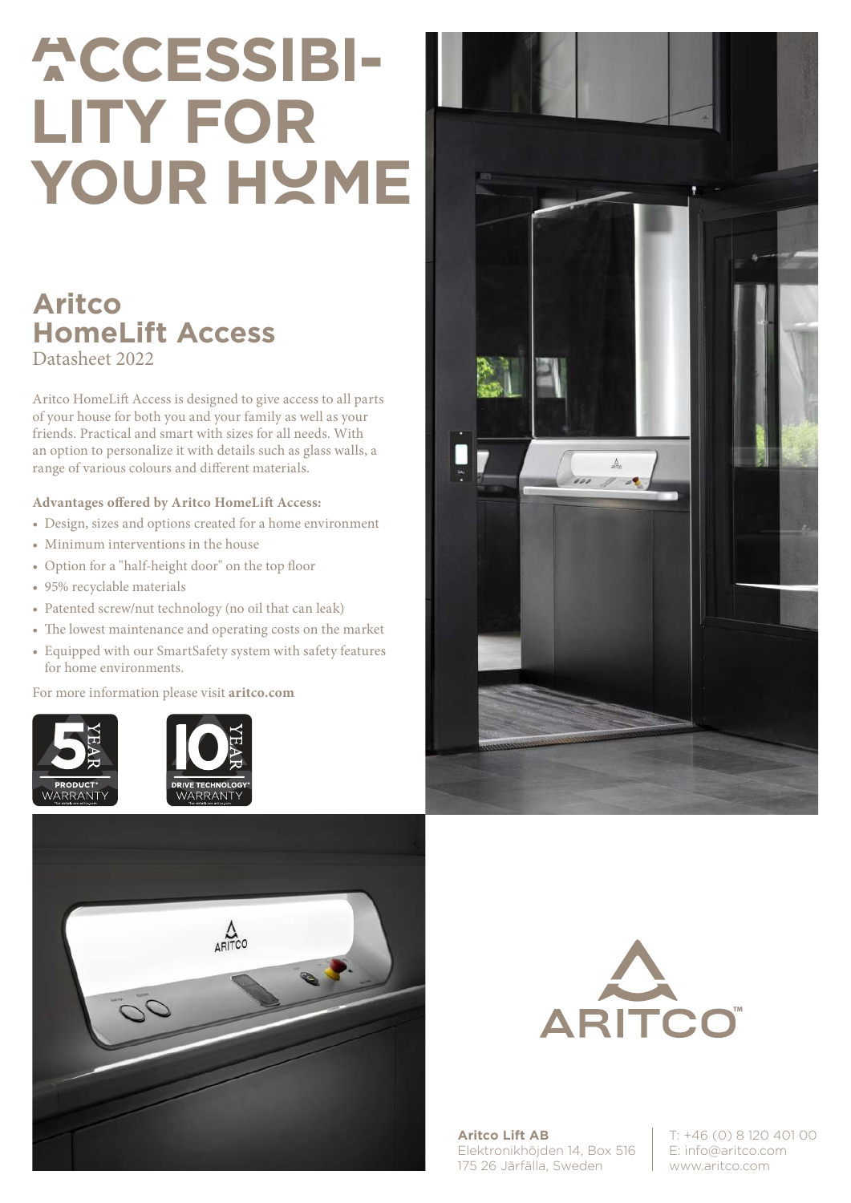# ACCESSIBILITY FOR YOUR HOME

## Aritco HomeLift Access

Datasheet 2022

Aritco HomeLift Access is designed to give access to all parts of your house for both you and your family as well as your friends. Practical and smart with sizes for all needs. With an option to personalize it with details such as glass walls, a range of various colours and different materials.

**Advantages offered by Aritco HomeLift Access:**

- Design, sizes and options created for a home environment
- Minimum interventions in the house
- Option for a "half-height door" on the top floor
- 95% recyclable materials
- Patented screw/nut technology (no oil that can leak)
- The lowest maintenance and operating costs on the market
- Equipped with our SmartSafety system with safety features for home environments.

For more information please visit **aritco.com**

5 YEAR PRODUCT* WARRANTY

10 YEAR DRIVE TECHNOLOGY* WARRANTY

ARITCO™

**Aritco Lift AB**
Elektronikhöjden 14, Box 516
175 26 Järfälla, Sweden

T: +46 (0) 8 120 401 00
E: info@aritco.com
www.aritco.com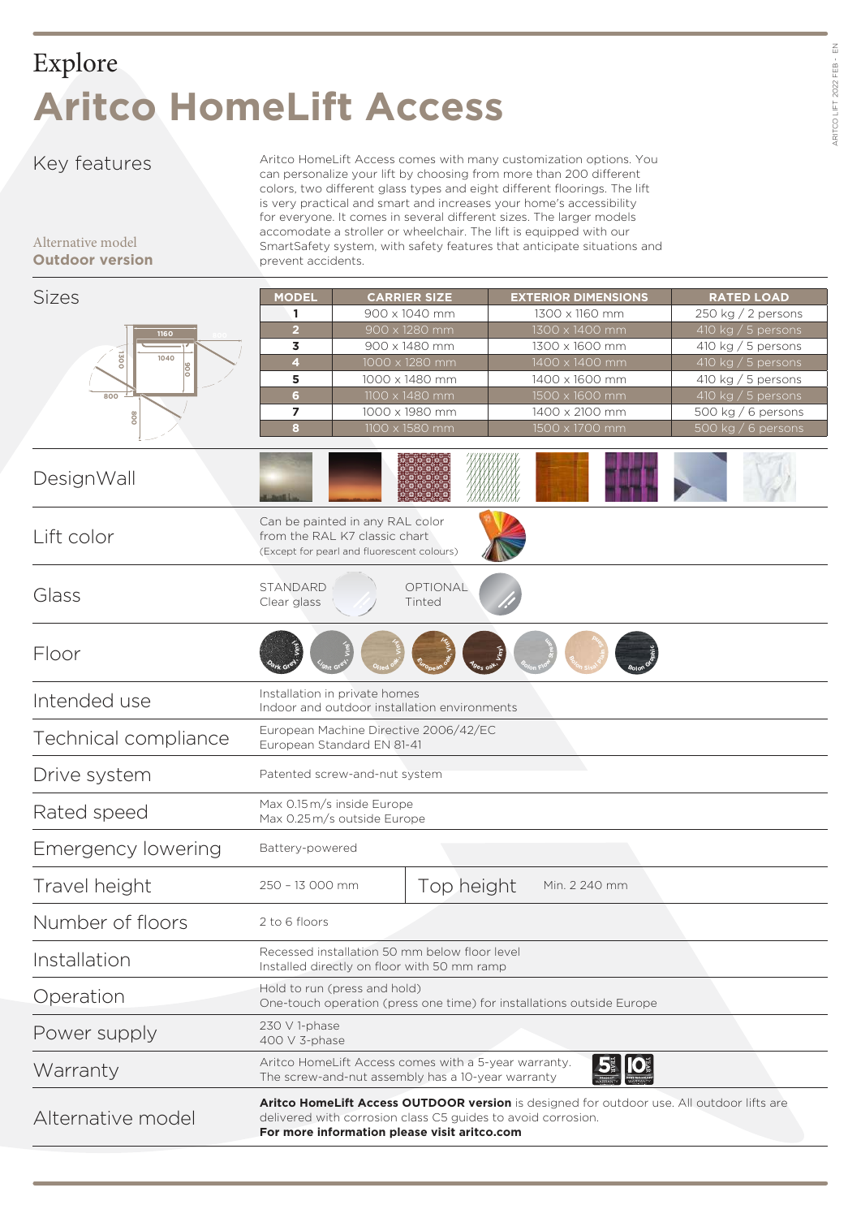Explore

# Aritco HomeLift Access

## Key features

Aritco HomeLift Access comes with many customization options. You can personalize your lift by choosing from more than 200 different colors, two different glass types and eight different floorings. The lift is very practical and smart and increases your home's accessibility for everyone. It comes in several different sizes. The larger models accomodate a stroller or wheelchair. The lift is equipped with our SmartSafety system, with safety features that anticipate situations and prevent accidents.

Alternative model
**Outdoor version**

## Sizes

| MODEL | CARRIER SIZE | EXTERIOR DIMENSIONS | RATED LOAD |
|---|---|---|---|
| 1 | 900 x 1040 mm | 1300 x 1160 mm | 250 kg / 2 persons |
| 2 | 900 x 1280 mm | 1300 x 1400 mm | 410 kg / 5 persons |
| 3 | 900 x 1480 mm | 1300 x 1600 mm | 410 kg / 5 persons |
| 4 | 1000 x 1280 mm | 1400 x 1400 mm | 410 kg / 5 persons |
| 5 | 1000 x 1480 mm | 1400 x 1600 mm | 410 kg / 5 persons |
| 6 | 1100 x 1480 mm | 1500 x 1600 mm | 410 kg / 5 persons |
| 7 | 1000 x 1980 mm | 1400 x 2100 mm | 500 kg / 6 persons |
| 8 | 1100 x 1580 mm | 1500 x 1700 mm | 500 kg / 6 persons |

## DesignWall

## Lift color

Can be painted in any RAL color from the RAL K7 classic chart
(Except for pearl and fluorescent colours)

## Glass

STANDARD
Clear glass

OPTIONAL
Tinted

## Floor

Dark Grey, Vinyl · Light Grey, Vinyl · Oiled oak, Vinyl · European oak, Vinyl · Ages oak, Vinyl · Bolon Flow Steam · Bolon Sisal Plain · Bolon Graphic

## Intended use

Installation in private homes
Indoor and outdoor installation environments

## Technical compliance

European Machine Directive 2006/42/EC
European Standard EN 81-41

## Drive system

Patented screw-and-nut system

## Rated speed

Max 0.15 m/s inside Europe
Max 0.25 m/s outside Europe

## Emergency lowering

Battery-powered

## Travel height

250 – 13 000 mm

## Top height

Min. 2 240 mm

## Number of floors

2 to 6 floors

## Installation

Recessed installation 50 mm below floor level
Installed directly on floor with 50 mm ramp

## Operation

Hold to run (press and hold)
One-touch operation (press one time) for installations outside Europe

## Power supply

230 V 1-phase
400 V 3-phase

## Warranty

Aritco HomeLift Access comes with a 5-year warranty.
The screw-and-nut assembly has a 10-year warranty

## Alternative model

**Aritco HomeLift Access OUTDOOR version** is designed for outdoor use. All outdoor lifts are delivered with corrosion class C5 guides to avoid corrosion.
**For more information please visit aritco.com**